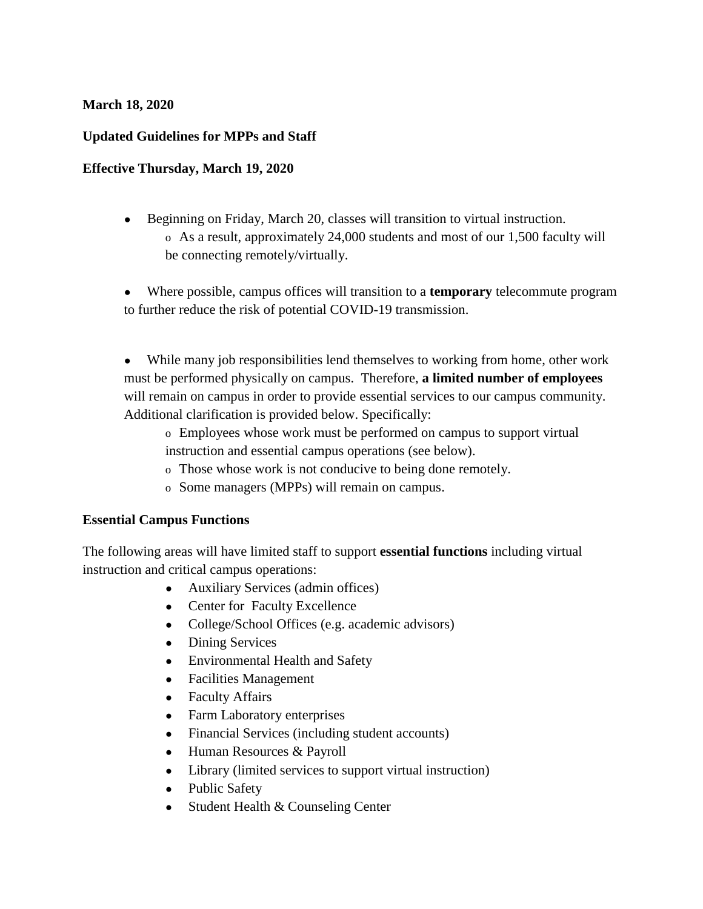**March 18, 2020**

**Updated Guidelines for MPPs and Staff**

**Effective Thursday, March 19, 2020**

- Beginning on Friday, March 20, classes will transition to virtual instruction.
  - As a result, approximately 24,000 students and most of our 1,500 faculty will be connecting remotely/virtually.
- Where possible, campus offices will transition to a **temporary** telecommute program to further reduce the risk of potential COVID-19 transmission.
- While many job responsibilities lend themselves to working from home, other work must be performed physically on campus. Therefore, **a limited number of employees** will remain on campus in order to provide essential services to our campus community. Additional clarification is provided below. Specifically:
  - Employees whose work must be performed on campus to support virtual instruction and essential campus operations (see below).
  - Those whose work is not conducive to being done remotely.
  - Some managers (MPPs) will remain on campus.

**Essential Campus Functions**

The following areas will have limited staff to support **essential functions** including virtual instruction and critical campus operations:

- Auxiliary Services (admin offices)
- Center for Faculty Excellence
- College/School Offices (e.g. academic advisors)
- Dining Services
- Environmental Health and Safety
- Facilities Management
- Faculty Affairs
- Farm Laboratory enterprises
- Financial Services (including student accounts)
- Human Resources & Payroll
- Library (limited services to support virtual instruction)
- Public Safety
- Student Health & Counseling Center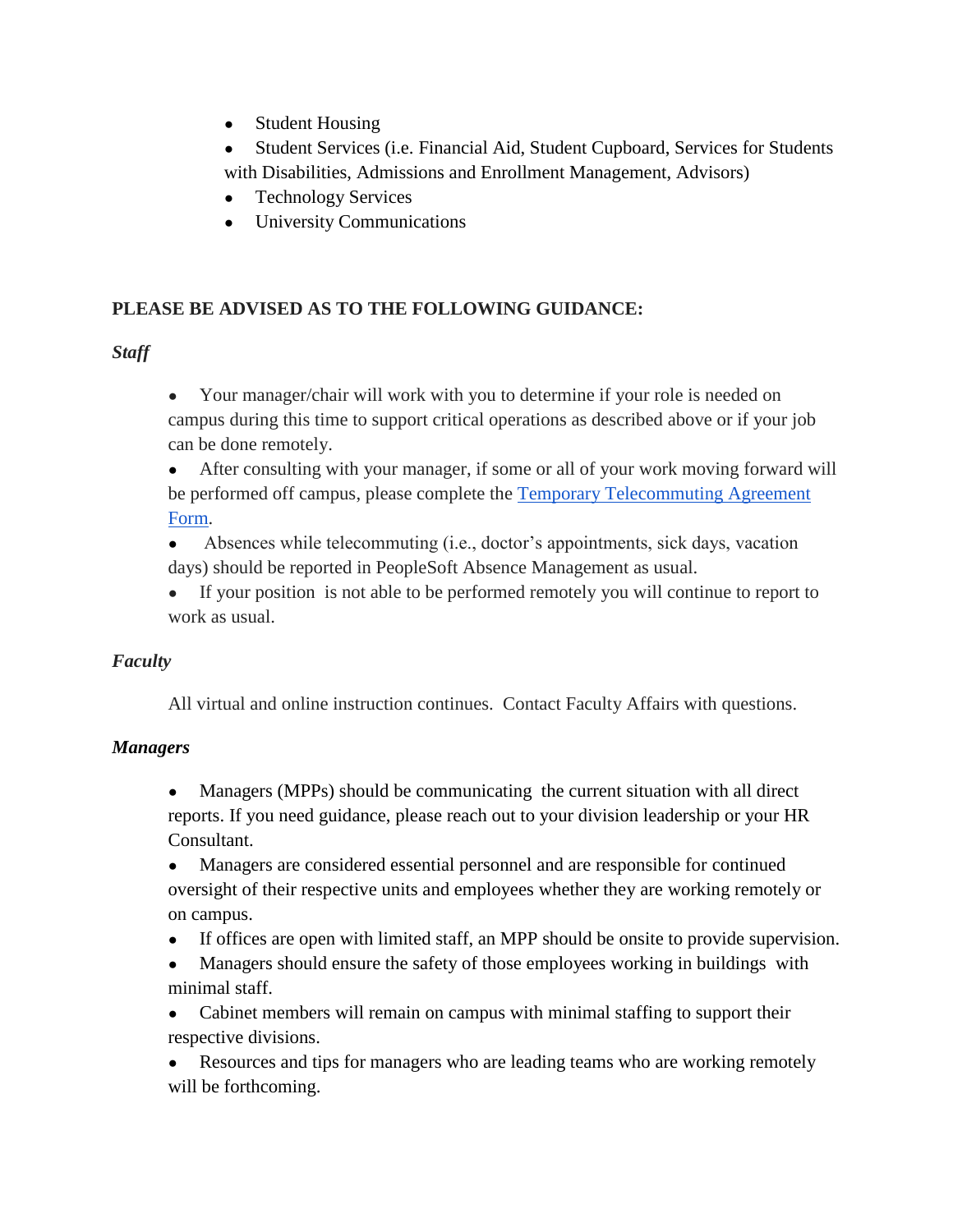- Student Housing
- Student Services (i.e. Financial Aid, Student Cupboard, Services for Students with Disabilities, Admissions and Enrollment Management, Advisors)
- Technology Services
- University Communications

**PLEASE BE ADVISED AS TO THE FOLLOWING GUIDANCE:**

***Staff***

- Your manager/chair will work with you to determine if your role is needed on campus during this time to support critical operations as described above or if your job can be done remotely.
- After consulting with your manager, if some or all of your work moving forward will be performed off campus, please complete the [Temporary Telecommuting Agreement Form](#).
- Absences while telecommuting (i.e., doctor's appointments, sick days, vacation days) should be reported in PeopleSoft Absence Management as usual.
- If your position is not able to be performed remotely you will continue to report to work as usual.

***Faculty***

All virtual and online instruction continues. Contact Faculty Affairs with questions.

***Managers***

- Managers (MPPs) should be communicating the current situation with all direct reports. If you need guidance, please reach out to your division leadership or your HR Consultant.
- Managers are considered essential personnel and are responsible for continued oversight of their respective units and employees whether they are working remotely or on campus.
- If offices are open with limited staff, an MPP should be onsite to provide supervision.
- Managers should ensure the safety of those employees working in buildings with minimal staff.
- Cabinet members will remain on campus with minimal staffing to support their respective divisions.
- Resources and tips for managers who are leading teams who are working remotely will be forthcoming.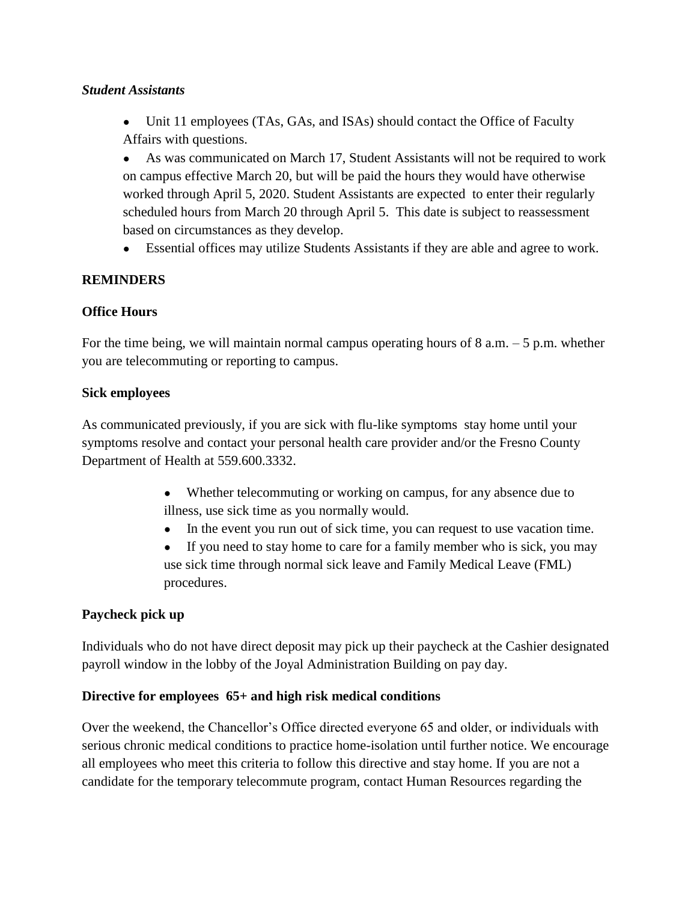***Student Assistants***

- Unit 11 employees (TAs, GAs, and ISAs) should contact the Office of Faculty Affairs with questions.
- As was communicated on March 17, Student Assistants will not be required to work on campus effective March 20, but will be paid the hours they would have otherwise worked through April 5, 2020. Student Assistants are expected to enter their regularly scheduled hours from March 20 through April 5. This date is subject to reassessment based on circumstances as they develop.
- Essential offices may utilize Students Assistants if they are able and agree to work.

**REMINDERS**

**Office Hours**

For the time being, we will maintain normal campus operating hours of 8 a.m. – 5 p.m. whether you are telecommuting or reporting to campus.

**Sick employees**

As communicated previously, if you are sick with flu-like symptoms stay home until your symptoms resolve and contact your personal health care provider and/or the Fresno County Department of Health at 559.600.3332.

- Whether telecommuting or working on campus, for any absence due to illness, use sick time as you normally would.
- In the event you run out of sick time, you can request to use vacation time.
- If you need to stay home to care for a family member who is sick, you may use sick time through normal sick leave and Family Medical Leave (FML) procedures.

**Paycheck pick up**

Individuals who do not have direct deposit may pick up their paycheck at the Cashier designated payroll window in the lobby of the Joyal Administration Building on pay day.

**Directive for employees 65+ and high risk medical conditions**

Over the weekend, the Chancellor's Office directed everyone 65 and older, or individuals with serious chronic medical conditions to practice home-isolation until further notice. We encourage all employees who meet this criteria to follow this directive and stay home. If you are not a candidate for the temporary telecommute program, contact Human Resources regarding the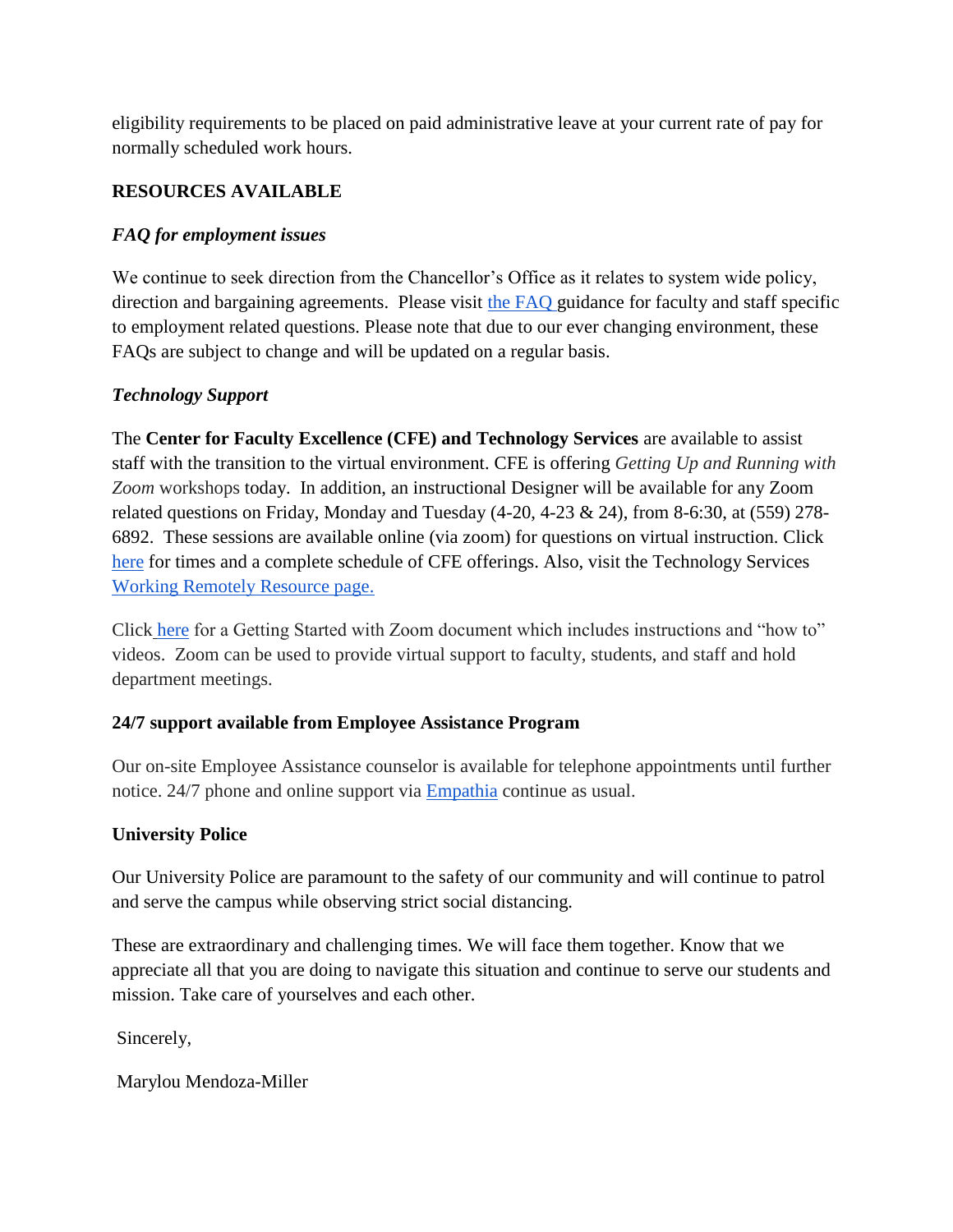eligibility requirements to be placed on paid administrative leave at your current rate of pay for normally scheduled work hours.

**RESOURCES AVAILABLE**

***FAQ for employment issues***

We continue to seek direction from the Chancellor's Office as it relates to system wide policy, direction and bargaining agreements. Please visit the FAQ guidance for faculty and staff specific to employment related questions. Please note that due to our ever changing environment, these FAQs are subject to change and will be updated on a regular basis.

***Technology Support***

The **Center for Faculty Excellence (CFE) and Technology Services** are available to assist staff with the transition to the virtual environment. CFE is offering *Getting Up and Running with Zoom* workshops today. In addition, an instructional Designer will be available for any Zoom related questions on Friday, Monday and Tuesday (4-20, 4-23 & 24), from 8-6:30, at (559) 278-6892. These sessions are available online (via zoom) for questions on virtual instruction. Click here for times and a complete schedule of CFE offerings. Also, visit the Technology Services Working Remotely Resource page.

Click here for a Getting Started with Zoom document which includes instructions and "how to" videos. Zoom can be used to provide virtual support to faculty, students, and staff and hold department meetings.

**24/7 support available from Employee Assistance Program**

Our on-site Employee Assistance counselor is available for telephone appointments until further notice. 24/7 phone and online support via Empathia continue as usual.

**University Police**

Our University Police are paramount to the safety of our community and will continue to patrol and serve the campus while observing strict social distancing.

These are extraordinary and challenging times. We will face them together. Know that we appreciate all that you are doing to navigate this situation and continue to serve our students and mission. Take care of yourselves and each other.

Sincerely,

Marylou Mendoza-Miller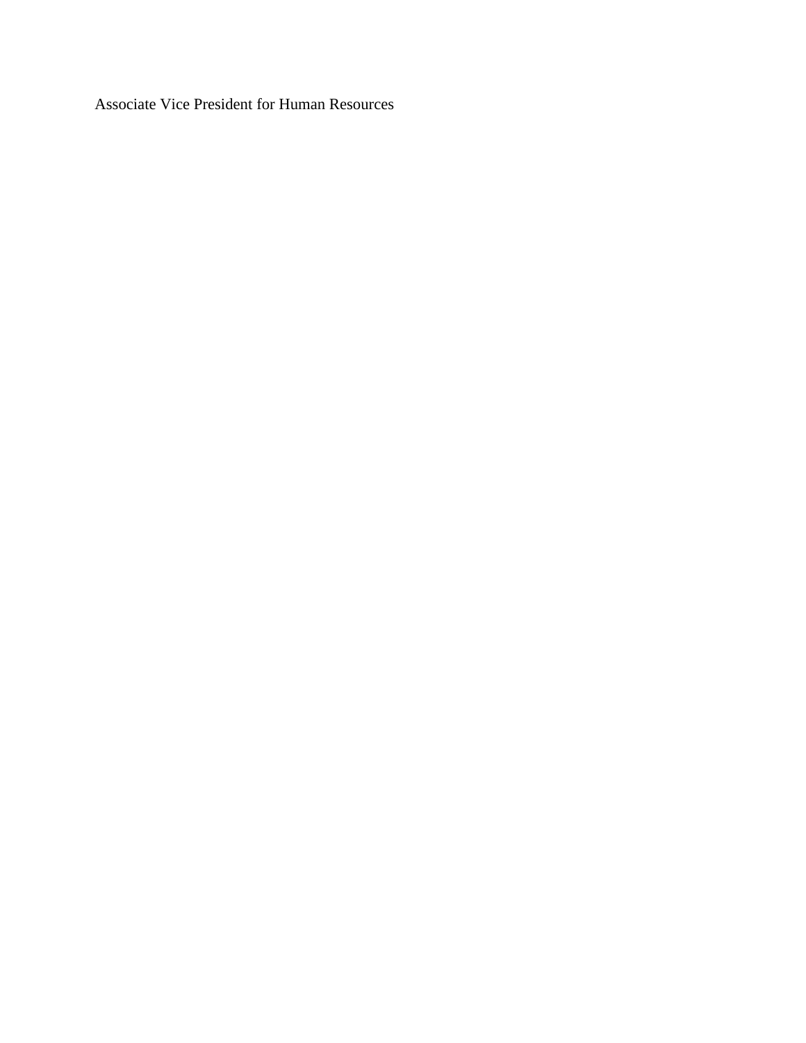Associate Vice President for Human Resources